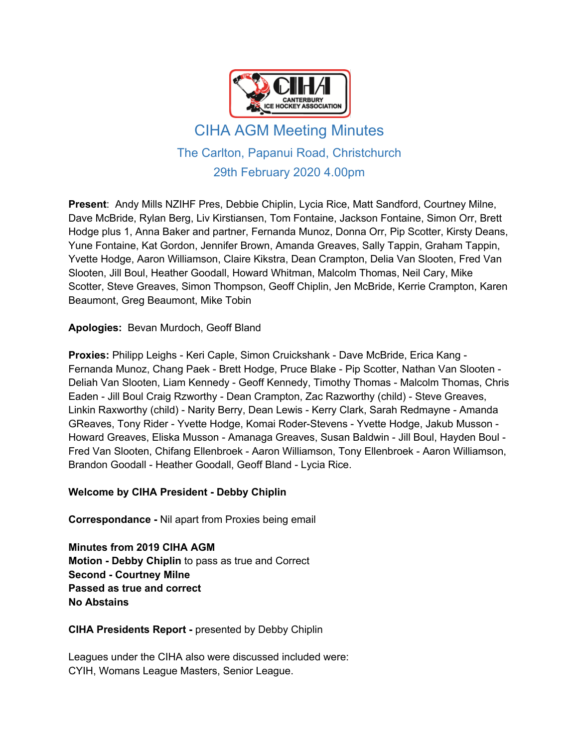# CIHA AGM Meeting Minutes

## The Carlton, Papanui Road, Christchurch

## 29th February 2020 4.00pm

**Present**: Andy Mills NZIHF Pres, Debbie Chiplin, Lycia Rice, Matt Sandford, Courtney Milne, Dave McBride, Rylan Berg, Liv Kirstiansen, Tom Fontaine, Jackson Fontaine, Simon Orr, Brett Hodge plus 1, Anna Baker and partner, Fernanda Munoz, Donna Orr, Pip Scotter, Kirsty Deans, Yune Fontaine, Kat Gordon, Jennifer Brown, Amanda Greaves, Sally Tappin, Graham Tappin, Yvette Hodge, Aaron Williamson, Claire Kikstra, Dean Crampton, Delia Van Slooten, Fred Van Slooten, Jill Boul, Heather Goodall, Howard Whitman, Malcolm Thomas, Neil Cary, Mike Scotter, Steve Greaves, Simon Thompson, Geoff Chiplin, Jen McBride, Kerrie Crampton, Karen Beaumont, Greg Beaumont, Mike Tobin

**Apologies:** Bevan Murdoch, Geoff Bland

**Proxies:** Philipp Leighs - Keri Caple, Simon Cruickshank - Dave McBride, Erica Kang - Fernanda Munoz, Chang Paek - Brett Hodge, Pruce Blake - Pip Scotter, Nathan Van Slooten - Deliah Van Slooten, Liam Kennedy - Geoff Kennedy, Timothy Thomas - Malcolm Thomas, Chris Eaden - Jill Boul Craig Rzworthy - Dean Crampton, Zac Razworthy (child) - Steve Greaves, Linkin Raxworthy (child) - Narity Berry, Dean Lewis - Kerry Clark, Sarah Redmayne - Amanda GReaves, Tony Rider - Yvette Hodge, Komai Roder-Stevens - Yvette Hodge, Jakub Musson - Howard Greaves, Eliska Musson - Amanaga Greaves, Susan Baldwin - Jill Boul, Hayden Boul - Fred Van Slooten, Chifang Ellenbroek - Aaron Williamson, Tony Ellenbroek - Aaron Williamson, Brandon Goodall - Heather Goodall, Geoff Bland - Lycia Rice.

**Welcome by CIHA President - Debby Chiplin**

**Correspondance -** Nil apart from Proxies being email

**Minutes from 2019 CIHA AGM**
**Motion - Debby Chiplin** to pass as true and Correct
**Second - Courtney Milne**
**Passed as true and correct**
**No Abstains**

**CIHA Presidents Report -** presented by Debby Chiplin

Leagues under the CIHA also were discussed included were:
CYIH, Womans League Masters, Senior League.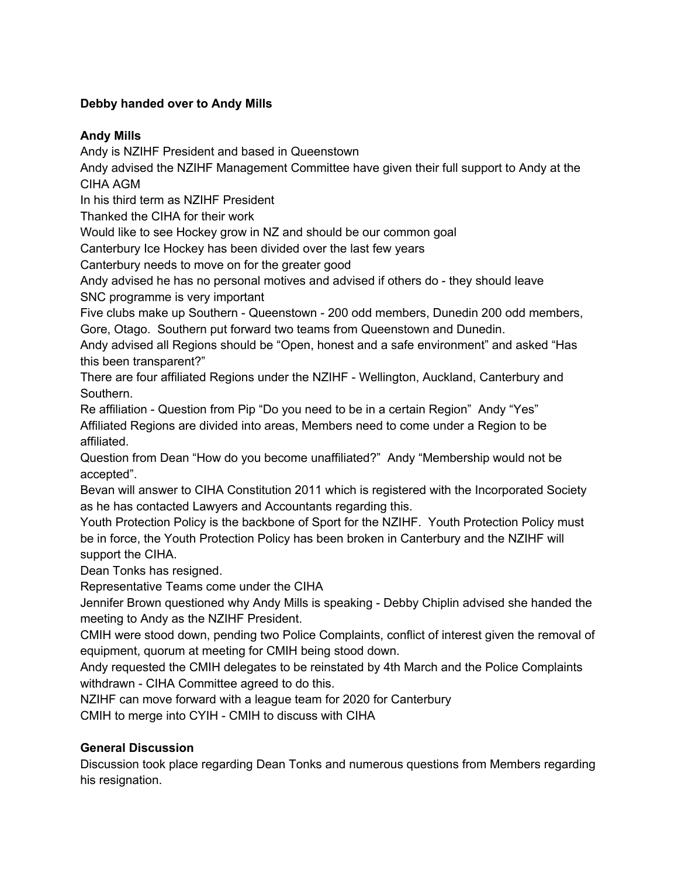**Debby handed over to Andy Mills**

**Andy Mills**

Andy is NZIHF President and based in Queenstown
Andy advised the NZIHF Management Committee have given their full support to Andy at the CIHA AGM
In his third term as NZIHF President
Thanked the CIHA for their work
Would like to see Hockey grow in NZ and should be our common goal
Canterbury Ice Hockey has been divided over the last few years
Canterbury needs to move on for the greater good
Andy advised he has no personal motives and advised if others do - they should leave
SNC programme is very important
Five clubs make up Southern - Queenstown - 200 odd members, Dunedin 200 odd members, Gore, Otago. Southern put forward two teams from Queenstown and Dunedin.
Andy advised all Regions should be "Open, honest and a safe environment" and asked "Has this been transparent?"
There are four affiliated Regions under the NZIHF - Wellington, Auckland, Canterbury and Southern.
Re affiliation - Question from Pip "Do you need to be in a certain Region" Andy "Yes"
Affiliated Regions are divided into areas, Members need to come under a Region to be affiliated.
Question from Dean "How do you become unaffiliated?" Andy "Membership would not be accepted".
Bevan will answer to CIHA Constitution 2011 which is registered with the Incorporated Society as he has contacted Lawyers and Accountants regarding this.
Youth Protection Policy is the backbone of Sport for the NZIHF. Youth Protection Policy must be in force, the Youth Protection Policy has been broken in Canterbury and the NZIHF will support the CIHA.
Dean Tonks has resigned.
Representative Teams come under the CIHA
Jennifer Brown questioned why Andy Mills is speaking - Debby Chiplin advised she handed the meeting to Andy as the NZIHF President.
CMIH were stood down, pending two Police Complaints, conflict of interest given the removal of equipment, quorum at meeting for CMIH being stood down.
Andy requested the CMIH delegates to be reinstated by 4th March and the Police Complaints withdrawn - CIHA Committee agreed to do this.
NZIHF can move forward with a league team for 2020 for Canterbury
CMIH to merge into CYIH - CMIH to discuss with CIHA

**General Discussion**

Discussion took place regarding Dean Tonks and numerous questions from Members regarding his resignation.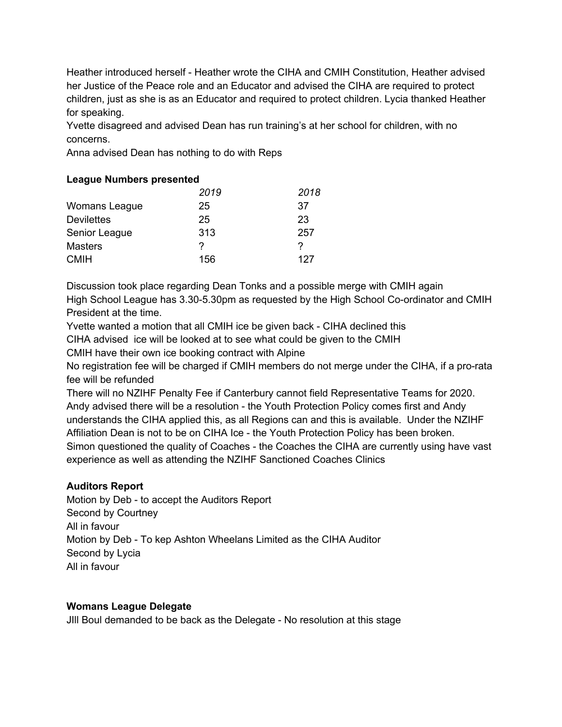Heather introduced herself - Heather wrote the CIHA and CMIH Constitution, Heather advised her Justice of the Peace role and an Educator and advised the CIHA are required to protect children, just as she is as an Educator and required to protect children. Lycia thanked Heather for speaking.
Yvette disagreed and advised Dean has run training's at her school for children, with no concerns.
Anna advised Dean has nothing to do with Reps

**League Numbers presented**

| | *2019* | *2018* |
|---|---|---|
| Womans League | 25 | 37 |
| Devilettes | 25 | 23 |
| Senior League | 313 | 257 |
| Masters | ? | ? |
| CMIH | 156 | 127 |

Discussion took place regarding Dean Tonks and a possible merge with CMIH again
High School League has 3.30-5.30pm as requested by the High School Co-ordinator and CMIH President at the time.
Yvette wanted a motion that all CMIH ice be given back - CIHA declined this
CIHA advised ice will be looked at to see what could be given to the CMIH
CMIH have their own ice booking contract with Alpine
No registration fee will be charged if CMIH members do not merge under the CIHA, if a pro-rata fee will be refunded
There will no NZIHF Penalty Fee if Canterbury cannot field Representative Teams for 2020.
Andy advised there will be a resolution - the Youth Protection Policy comes first and Andy understands the CIHA applied this, as all Regions can and this is available. Under the NZIHF Affiliation Dean is not to be on CIHA Ice - the Youth Protection Policy has been broken.
Simon questioned the quality of Coaches - the Coaches the CIHA are currently using have vast experience as well as attending the NZIHF Sanctioned Coaches Clinics

**Auditors Report**
Motion by Deb - to accept the Auditors Report
Second by Courtney
All in favour
Motion by Deb - To kep Ashton Wheelans Limited as the CIHA Auditor
Second by Lycia
All in favour

**Womans League Delegate**
JIll Boul demanded to be back as the Delegate - No resolution at this stage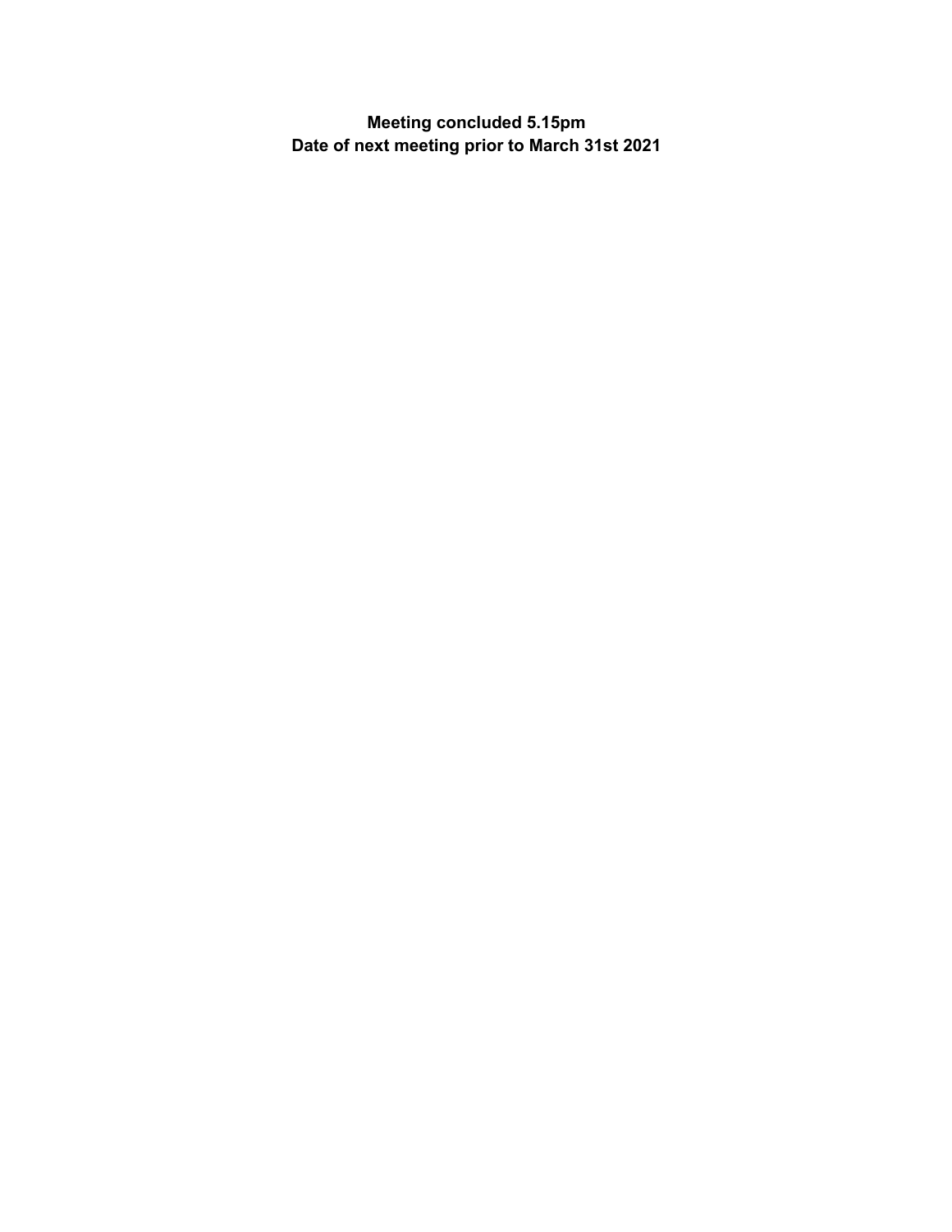**Meeting concluded 5.15pm**
**Date of next meeting prior to March 31st 2021**